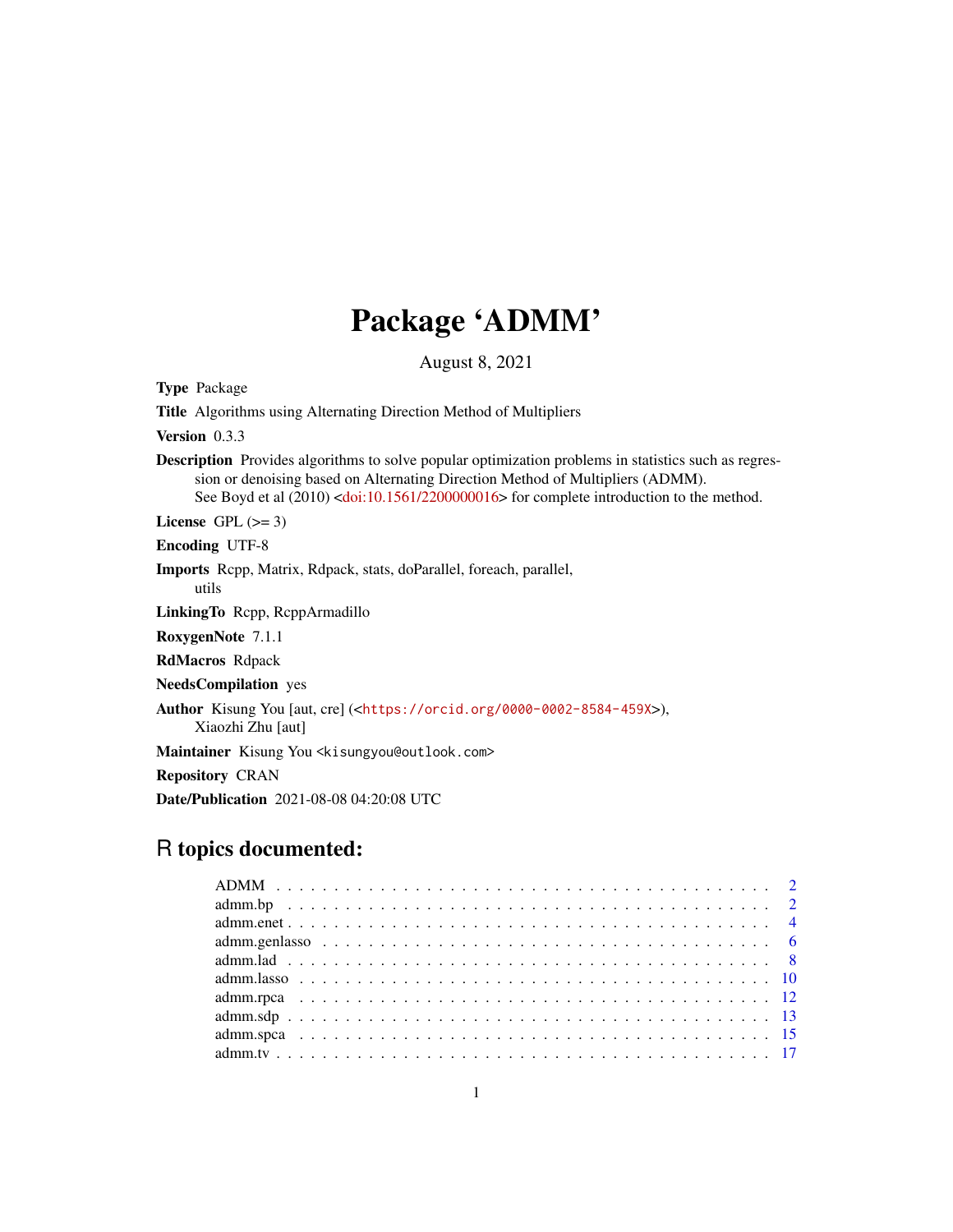# Package 'ADMM'

August 8, 2021

**Type** Package

**Title** Algorithms using Alternating Direction Method of Multipliers

**Version** 0.3.3

**Description** Provides algorithms to solve popular optimization problems in statistics such as regression or denoising based on Alternating Direction Method of Multipliers (ADMM). See Boyd et al (2010) <doi:10.1561/2200000016> for complete introduction to the method.

**License** GPL (>= 3)

**Encoding** UTF-8

**Imports** Rcpp, Matrix, Rdpack, stats, doParallel, foreach, parallel, utils

**LinkingTo** Rcpp, RcppArmadillo

**RoxygenNote** 7.1.1

**RdMacros** Rdpack

**NeedsCompilation** yes

**Author** Kisung You [aut, cre] (<https://orcid.org/0000-0002-8584-459X>), Xiaozhi Zhu [aut]

**Maintainer** Kisung You <kisungyou@outlook.com>

**Repository** CRAN

**Date/Publication** 2021-08-08 04:20:08 UTC

## R topics documented:

| | |
|---|---|
| ADMM | 2 |
| admm.bp | 2 |
| admm.enet | 4 |
| admm.genlasso | 6 |
| admm.lad | 8 |
| admm.lasso | 10 |
| admm.rpca | 12 |
| admm.sdp | 13 |
| admm.spca | 15 |
| admm.tv | 17 |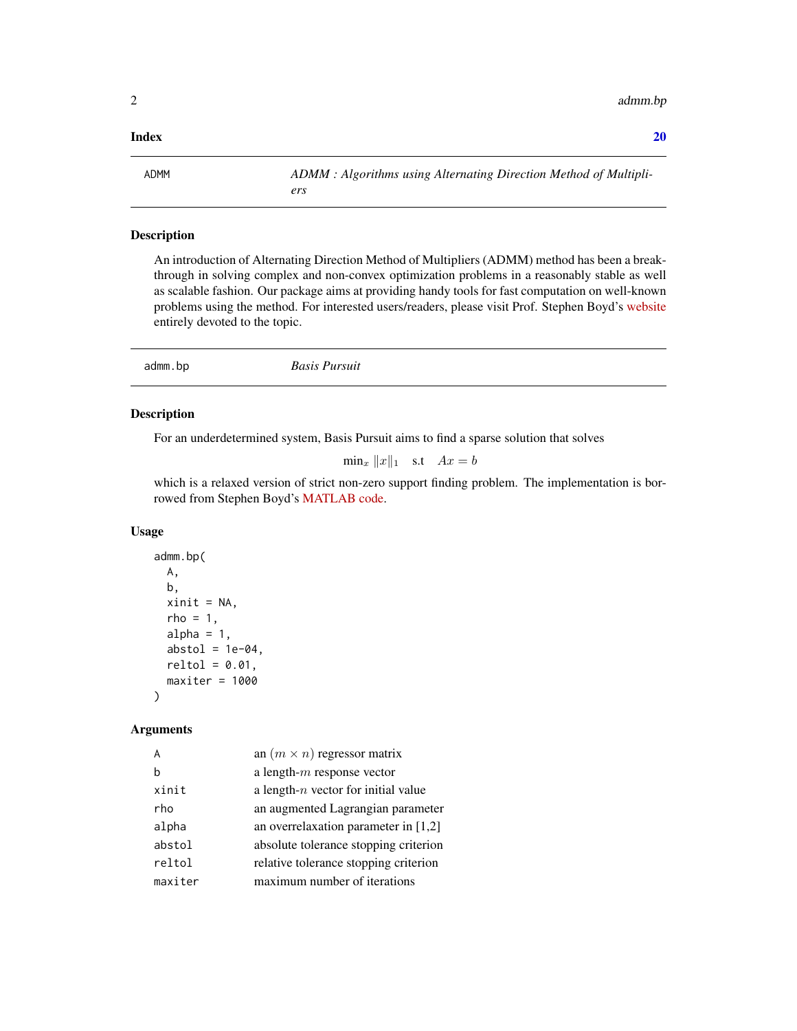**Index** **20**

---

ADMM — *ADMM : Algorithms using Alternating Direction Method of Multipliers*

---

## Description

An introduction of Alternating Direction Method of Multipliers (ADMM) method has been a breakthrough in solving complex and non-convex optimization problems in a reasonably stable as well as scalable fashion. Our package aims at providing handy tools for fast computation on well-known problems using the method. For interested users/readers, please visit Prof. Stephen Boyd's website entirely devoted to the topic.

---

admm.bp — *Basis Pursuit*

---

## Description

For an underdetermined system, Basis Pursuit aims to find a sparse solution that solves

$$\min_x \|x\|_1 \quad \text{s.t} \quad Ax = b$$

which is a relaxed version of strict non-zero support finding problem. The implementation is borrowed from Stephen Boyd's MATLAB code.

## Usage

```
admm.bp(
  A,
  b,
  xinit = NA,
  rho = 1,
  alpha = 1,
  abstol = 1e-04,
  reltol = 0.01,
  maxiter = 1000
)
```

## Arguments

| | |
|---|---|
| A | an $(m \times n)$ regressor matrix |
| b | a length-$m$ response vector |
| xinit | a length-$n$ vector for initial value |
| rho | an augmented Lagrangian parameter |
| alpha | an overrelaxation parameter in [1,2] |
| abstol | absolute tolerance stopping criterion |
| reltol | relative tolerance stopping criterion |
| maxiter | maximum number of iterations |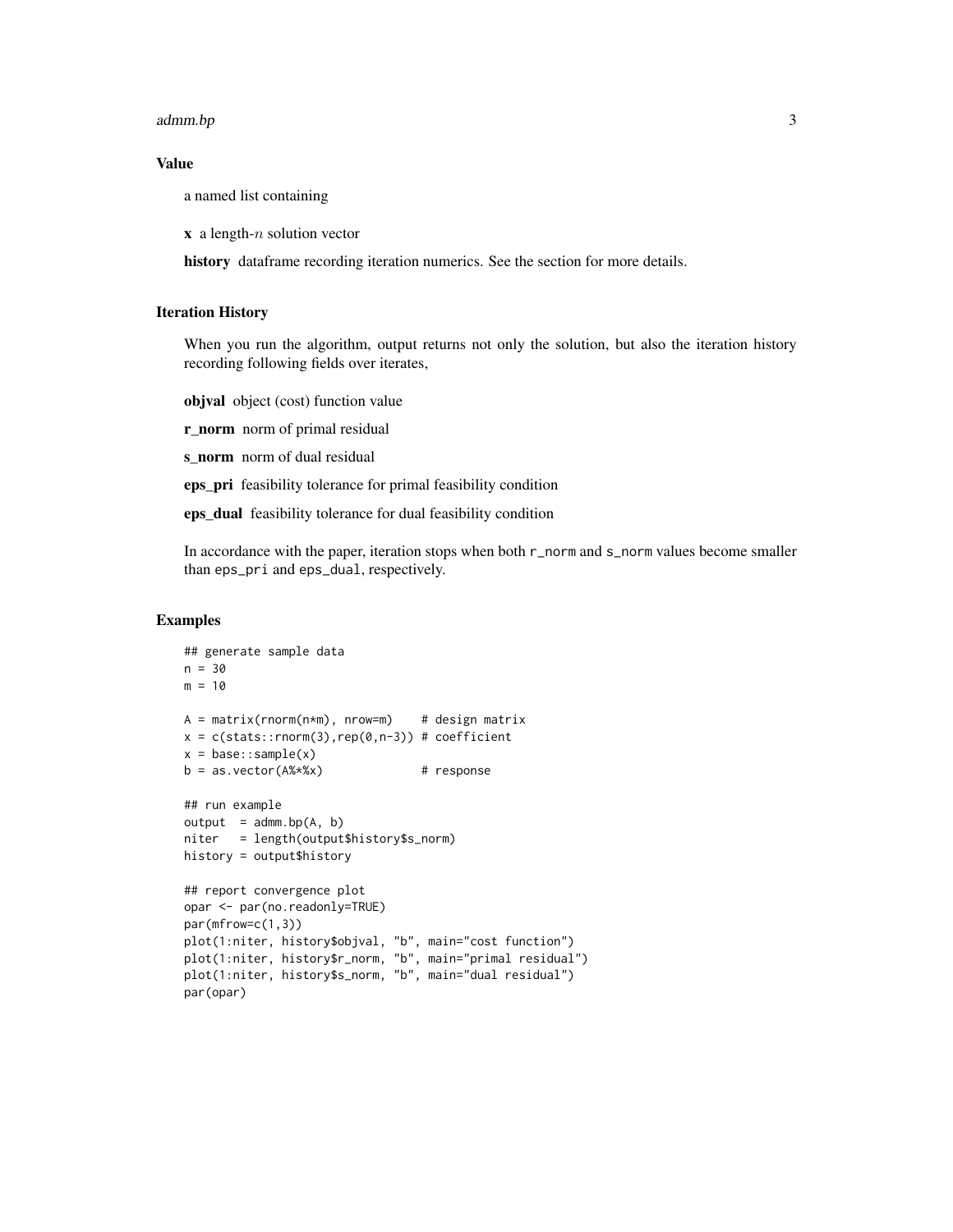## Value

a named list containing

**x** a length-$n$ solution vector

**history** dataframe recording iteration numerics. See the section for more details.

## Iteration History

When you run the algorithm, output returns not only the solution, but also the iteration history recording following fields over iterates,

**objval** object (cost) function value

**r_norm** norm of primal residual

**s_norm** norm of dual residual

**eps_pri** feasibility tolerance for primal feasibility condition

**eps_dual** feasibility tolerance for dual feasibility condition

In accordance with the paper, iteration stops when both `r_norm` and `s_norm` values become smaller than `eps_pri` and `eps_dual`, respectively.

## Examples

```
## generate sample data
n = 30
m = 10

A = matrix(rnorm(n*m), nrow=m)    # design matrix
x = c(stats::rnorm(3),rep(0,n-3)) # coefficient
x = base::sample(x)
b = as.vector(A%*%x)              # response

## run example
output  = admm.bp(A, b)
niter   = length(output$history$s_norm)
history = output$history

## report convergence plot
opar <- par(no.readonly=TRUE)
par(mfrow=c(1,3))
plot(1:niter, history$objval, "b", main="cost function")
plot(1:niter, history$r_norm, "b", main="primal residual")
plot(1:niter, history$s_norm, "b", main="dual residual")
par(opar)
```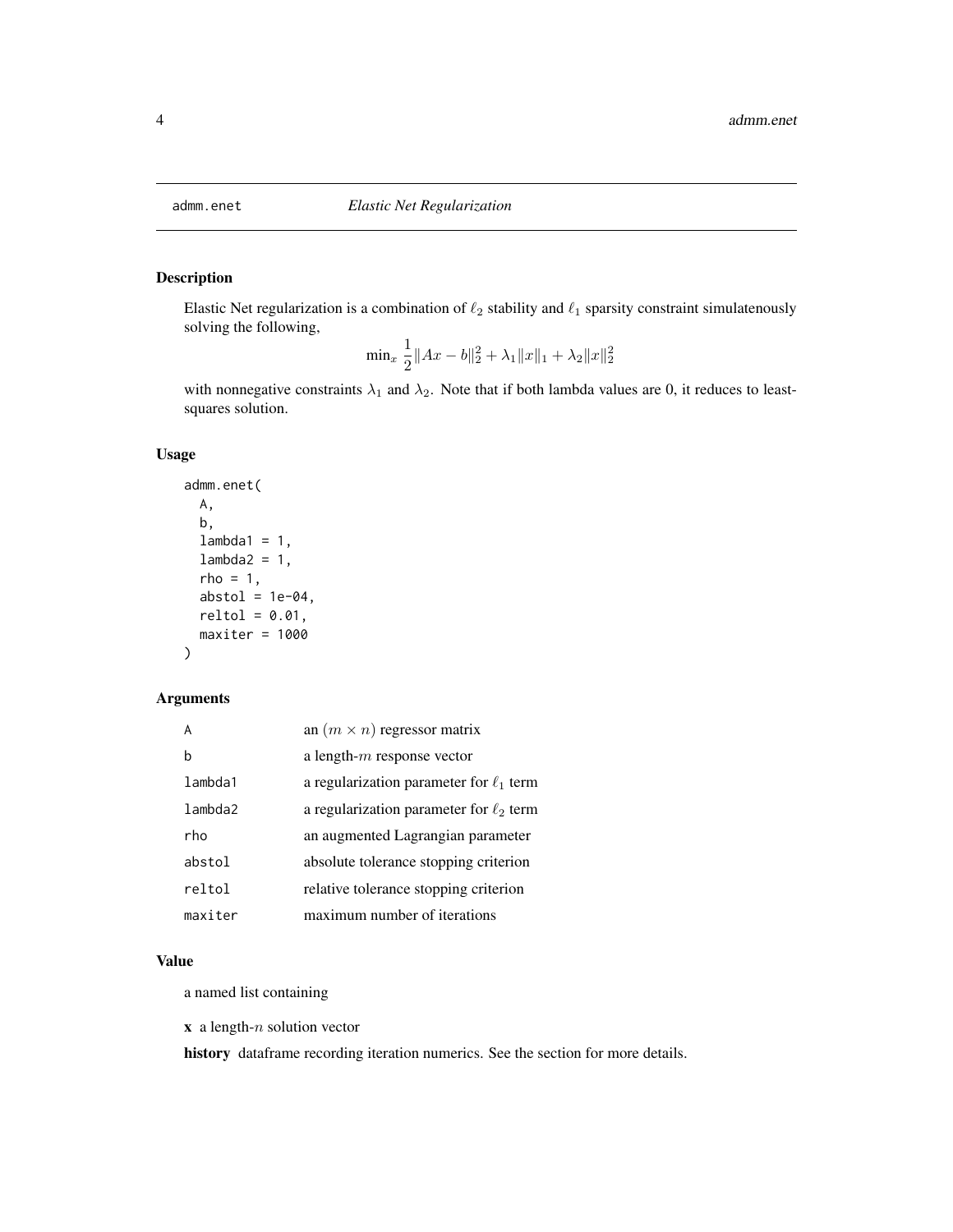# admm.enet — *Elastic Net Regularization*

## Description

Elastic Net regularization is a combination of $\ell_2$ stability and $\ell_1$ sparsity constraint simulatenously solving the following,

$$\min_x \frac{1}{2}\|Ax - b\|_2^2 + \lambda_1\|x\|_1 + \lambda_2\|x\|_2^2$$

with nonnegative constraints $\lambda_1$ and $\lambda_2$. Note that if both lambda values are 0, it reduces to least-squares solution.

## Usage

```
admm.enet(
  A,
  b,
  lambda1 = 1,
  lambda2 = 1,
  rho = 1,
  abstol = 1e-04,
  reltol = 0.01,
  maxiter = 1000
)
```

## Arguments

| | |
|---|---|
| A | an $(m \times n)$ regressor matrix |
| b | a length-$m$ response vector |
| lambda1 | a regularization parameter for $\ell_1$ term |
| lambda2 | a regularization parameter for $\ell_2$ term |
| rho | an augmented Lagrangian parameter |
| abstol | absolute tolerance stopping criterion |
| reltol | relative tolerance stopping criterion |
| maxiter | maximum number of iterations |

## Value

a named list containing

**x** a length-$n$ solution vector

**history** dataframe recording iteration numerics. See the section for more details.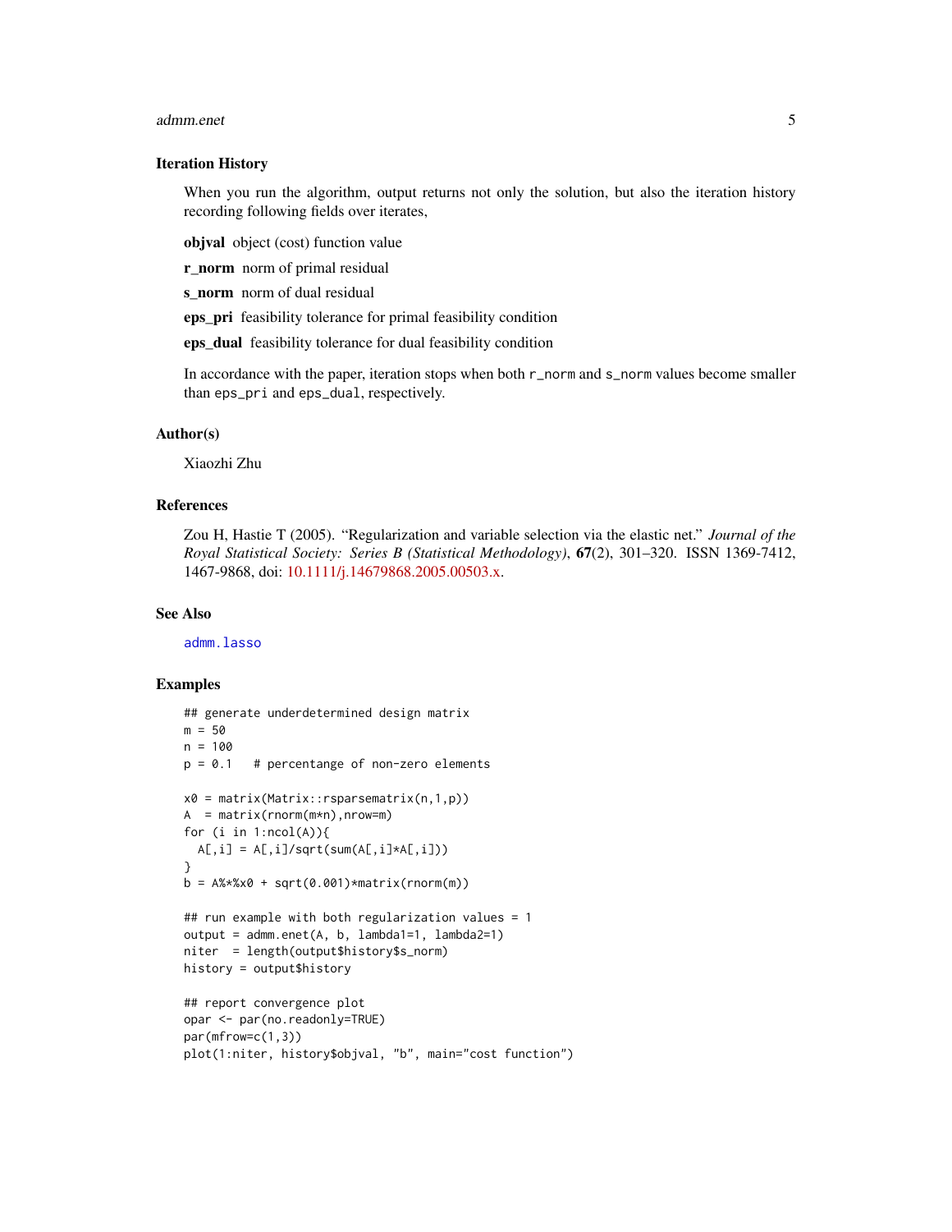### Iteration History

When you run the algorithm, output returns not only the solution, but also the iteration history recording following fields over iterates,

**objval** object (cost) function value

**r_norm** norm of primal residual

**s_norm** norm of dual residual

**eps_pri** feasibility tolerance for primal feasibility condition

**eps_dual** feasibility tolerance for dual feasibility condition

In accordance with the paper, iteration stops when both `r_norm` and `s_norm` values become smaller than `eps_pri` and `eps_dual`, respectively.

### Author(s)

Xiaozhi Zhu

### References

Zou H, Hastie T (2005). "Regularization and variable selection via the elastic net." *Journal of the Royal Statistical Society: Series B (Statistical Methodology)*, **67**(2), 301–320. ISSN 1369-7412, 1467-9868, doi: 10.1111/j.14679868.2005.00503.x.

### See Also

`admm.lasso`

### Examples

```
## generate underdetermined design matrix
m = 50
n = 100
p = 0.1   # percentange of non-zero elements

x0 = matrix(Matrix::rsparsematrix(n,1,p))
A  = matrix(rnorm(m*n),nrow=m)
for (i in 1:ncol(A)){
  A[,i] = A[,i]/sqrt(sum(A[,i]*A[,i]))
}
b = A%*%x0 + sqrt(0.001)*matrix(rnorm(m))

## run example with both regularization values = 1
output = admm.enet(A, b, lambda1=1, lambda2=1)
niter  = length(output$history$s_norm)
history = output$history

## report convergence plot
opar <- par(no.readonly=TRUE)
par(mfrow=c(1,3))
plot(1:niter, history$objval, "b", main="cost function")
```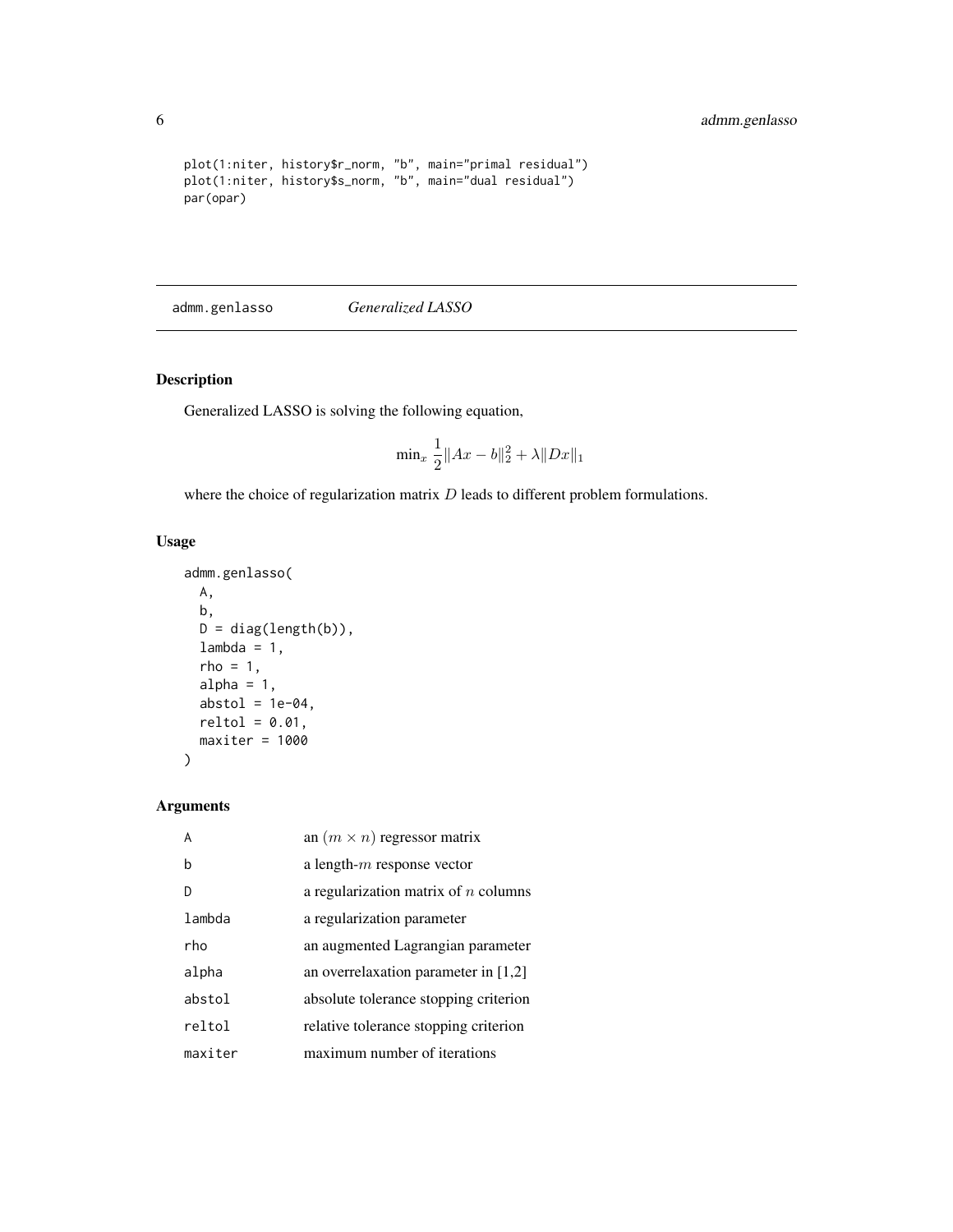```
plot(1:niter, history$r_norm, "b", main="primal residual")
plot(1:niter, history$s_norm, "b", main="dual residual")
par(opar)
```

## admm.genlasso *Generalized LASSO*

### Description

Generalized LASSO is solving the following equation,

$$\min_x \frac{1}{2}\|Ax - b\|_2^2 + \lambda \|Dx\|_1$$

where the choice of regularization matrix $D$ leads to different problem formulations.

### Usage

```
admm.genlasso(
  A,
  b,
  D = diag(length(b)),
  lambda = 1,
  rho = 1,
  alpha = 1,
  abstol = 1e-04,
  reltol = 0.01,
  maxiter = 1000
)
```

### Arguments

| | |
|---|---|
| A | an $(m \times n)$ regressor matrix |
| b | a length-$m$ response vector |
| D | a regularization matrix of $n$ columns |
| lambda | a regularization parameter |
| rho | an augmented Lagrangian parameter |
| alpha | an overrelaxation parameter in [1,2] |
| abstol | absolute tolerance stopping criterion |
| reltol | relative tolerance stopping criterion |
| maxiter | maximum number of iterations |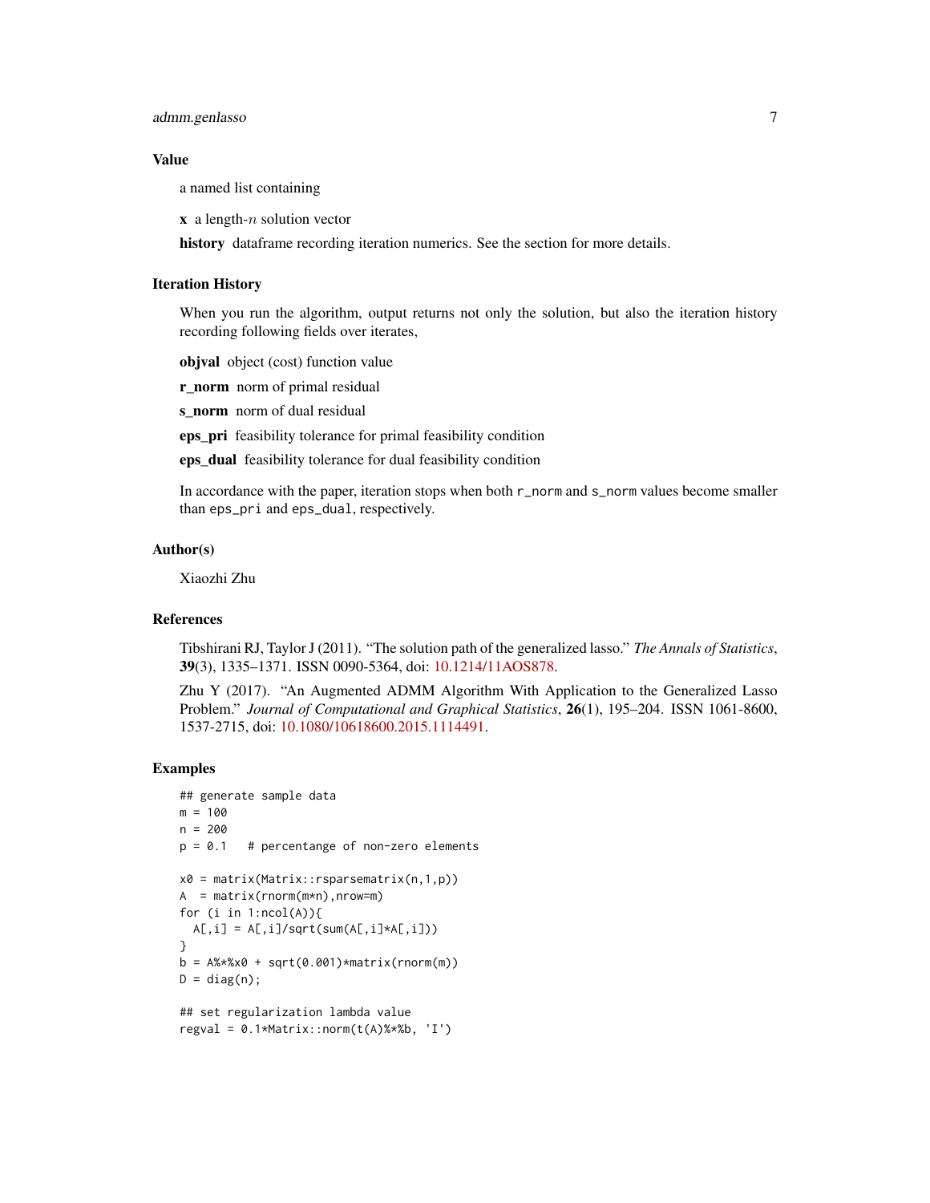## Value

a named list containing

**x** a length-$n$ solution vector

**history** dataframe recording iteration numerics. See the section for more details.

## Iteration History

When you run the algorithm, output returns not only the solution, but also the iteration history recording following fields over iterates,

**objval** object (cost) function value

**r_norm** norm of primal residual

**s_norm** norm of dual residual

**eps_pri** feasibility tolerance for primal feasibility condition

**eps_dual** feasibility tolerance for dual feasibility condition

In accordance with the paper, iteration stops when both `r_norm` and `s_norm` values become smaller than `eps_pri` and `eps_dual`, respectively.

## Author(s)

Xiaozhi Zhu

## References

Tibshirani RJ, Taylor J (2011). "The solution path of the generalized lasso." *The Annals of Statistics*, **39**(3), 1335–1371. ISSN 0090-5364, doi: 10.1214/11AOS878.

Zhu Y (2017). "An Augmented ADMM Algorithm With Application to the Generalized Lasso Problem." *Journal of Computational and Graphical Statistics*, **26**(1), 195–204. ISSN 1061-8600, 1537-2715, doi: 10.1080/10618600.2015.1114491.

## Examples

```
## generate sample data
m = 100
n = 200
p = 0.1   # percentange of non-zero elements

x0 = matrix(Matrix::rsparsematrix(n,1,p))
A  = matrix(rnorm(m*n),nrow=m)
for (i in 1:ncol(A)){
  A[,i] = A[,i]/sqrt(sum(A[,i]*A[,i]))
}
b = A%*%x0 + sqrt(0.001)*matrix(rnorm(m))
D = diag(n);

## set regularization lambda value
regval = 0.1*Matrix::norm(t(A)%*%b, 'I')
```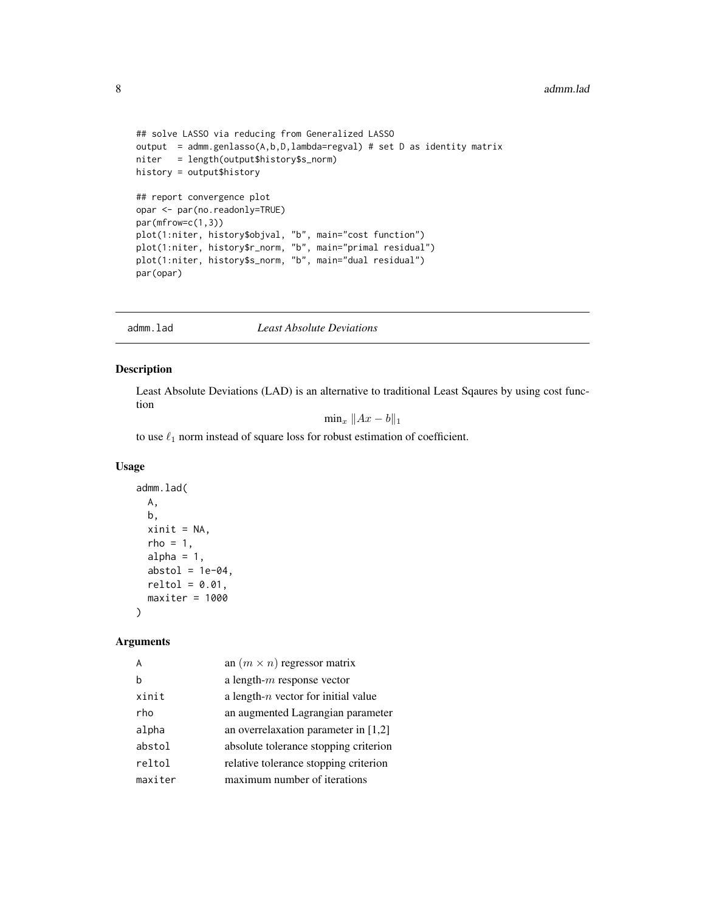```
## solve LASSO via reducing from Generalized LASSO
output  = admm.genlasso(A,b,D,lambda=regval) # set D as identity matrix
niter   = length(output$history$s_norm)
history = output$history

## report convergence plot
opar <- par(no.readonly=TRUE)
par(mfrow=c(1,3))
plot(1:niter, history$objval, "b", main="cost function")
plot(1:niter, history$r_norm, "b", main="primal residual")
plot(1:niter, history$s_norm, "b", main="dual residual")
par(opar)
```

## admm.lad — *Least Absolute Deviations*

### Description

Least Absolute Deviations (LAD) is an alternative to traditional Least Sqaures by using cost function

$$\min_x \|Ax - b\|_1$$

to use $\ell_1$ norm instead of square loss for robust estimation of coefficient.

### Usage

```
admm.lad(
  A,
  b,
  xinit = NA,
  rho = 1,
  alpha = 1,
  abstol = 1e-04,
  reltol = 0.01,
  maxiter = 1000
)
```

### Arguments

| | |
|---|---|
| A | an $(m \times n)$ regressor matrix |
| b | a length-$m$ response vector |
| xinit | a length-$n$ vector for initial value |
| rho | an augmented Lagrangian parameter |
| alpha | an overrelaxation parameter in [1,2] |
| abstol | absolute tolerance stopping criterion |
| reltol | relative tolerance stopping criterion |
| maxiter | maximum number of iterations |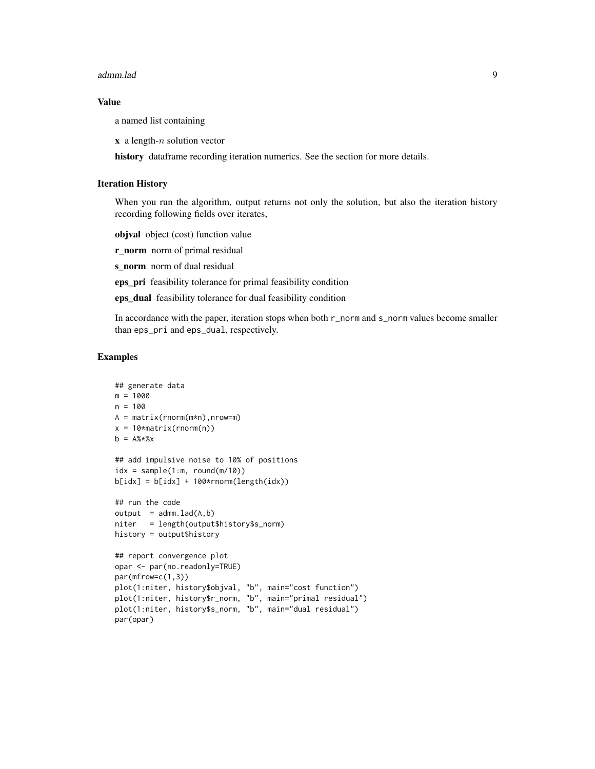### Value

a named list containing

**x** a length-$n$ solution vector

**history** dataframe recording iteration numerics. See the section for more details.

### Iteration History

When you run the algorithm, output returns not only the solution, but also the iteration history recording following fields over iterates,

**objval** object (cost) function value

**r_norm** norm of primal residual

**s_norm** norm of dual residual

**eps_pri** feasibility tolerance for primal feasibility condition

**eps_dual** feasibility tolerance for dual feasibility condition

In accordance with the paper, iteration stops when both `r_norm` and `s_norm` values become smaller than `eps_pri` and `eps_dual`, respectively.

### Examples

```
## generate data
m = 1000
n = 100
A = matrix(rnorm(m*n),nrow=m)
x = 10*matrix(rnorm(n))
b = A%*%x

## add impulsive noise to 10% of positions
idx = sample(1:m, round(m/10))
b[idx] = b[idx] + 100*rnorm(length(idx))

## run the code
output  = admm.lad(A,b)
niter   = length(output$history$s_norm)
history = output$history

## report convergence plot
opar <- par(no.readonly=TRUE)
par(mfrow=c(1,3))
plot(1:niter, history$objval, "b", main="cost function")
plot(1:niter, history$r_norm, "b", main="primal residual")
plot(1:niter, history$s_norm, "b", main="dual residual")
par(opar)
```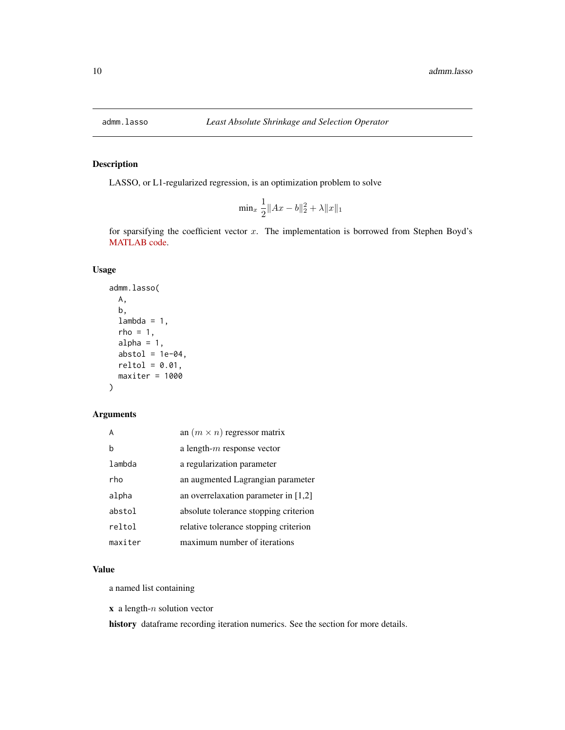## admm.lasso — *Least Absolute Shrinkage and Selection Operator*

### Description

LASSO, or L1-regularized regression, is an optimization problem to solve

$$\min_x \frac{1}{2}\|Ax - b\|_2^2 + \lambda\|x\|_1$$

for sparsifying the coefficient vector $x$. The implementation is borrowed from Stephen Boyd's MATLAB code.

### Usage

```
admm.lasso(
  A,
  b,
  lambda = 1,
  rho = 1,
  alpha = 1,
  abstol = 1e-04,
  reltol = 0.01,
  maxiter = 1000
)
```

### Arguments

| | |
|---|---|
| `A` | an $(m \times n)$ regressor matrix |
| `b` | a length-$m$ response vector |
| `lambda` | a regularization parameter |
| `rho` | an augmented Lagrangian parameter |
| `alpha` | an overrelaxation parameter in [1,2] |
| `abstol` | absolute tolerance stopping criterion |
| `reltol` | relative tolerance stopping criterion |
| `maxiter` | maximum number of iterations |

### Value

a named list containing

**x** a length-$n$ solution vector

**history** dataframe recording iteration numerics. See the section for more details.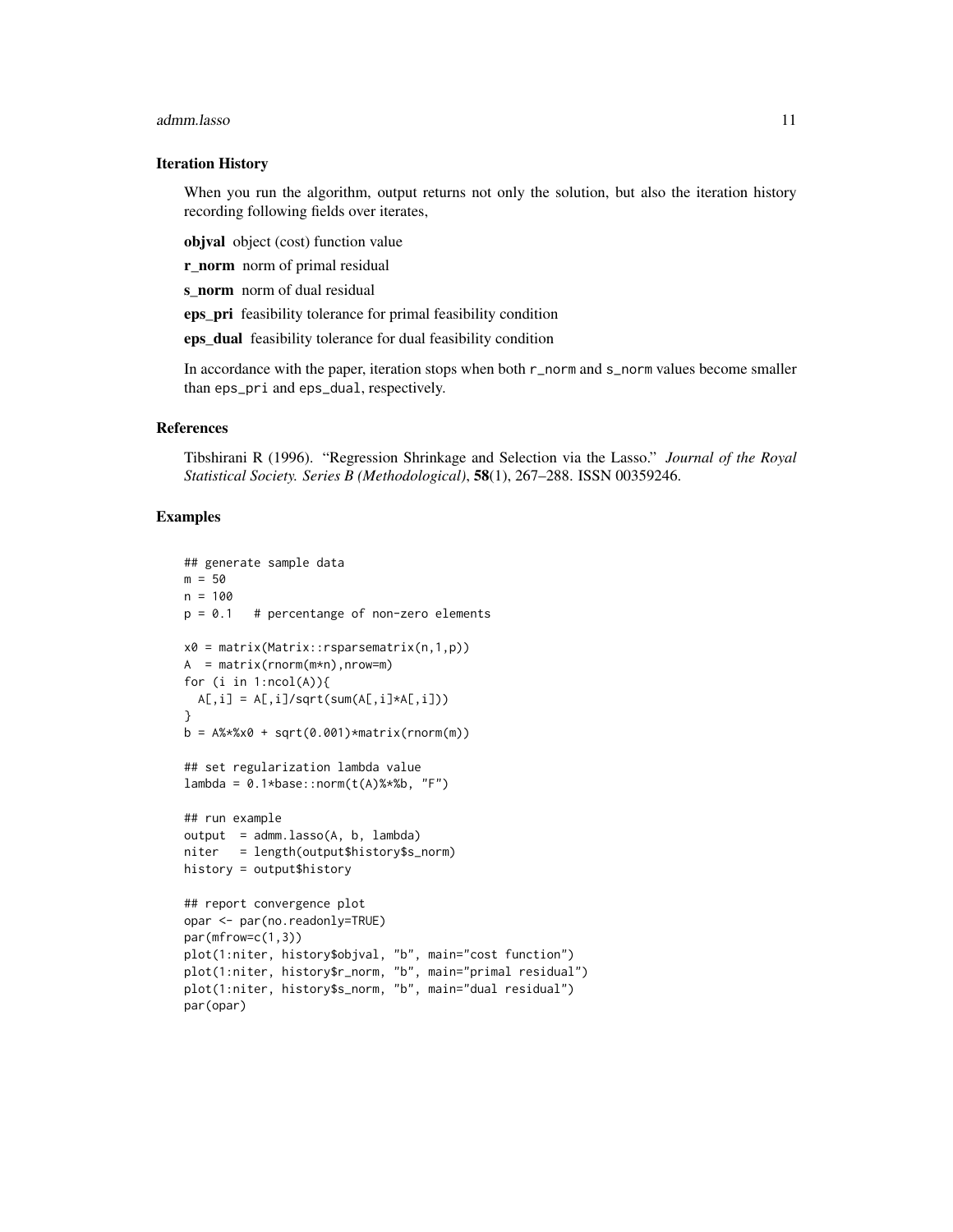### Iteration History

When you run the algorithm, output returns not only the solution, but also the iteration history recording following fields over iterates,

**objval** object (cost) function value

**r_norm** norm of primal residual

**s_norm** norm of dual residual

**eps_pri** feasibility tolerance for primal feasibility condition

**eps_dual** feasibility tolerance for dual feasibility condition

In accordance with the paper, iteration stops when both `r_norm` and `s_norm` values become smaller than `eps_pri` and `eps_dual`, respectively.

### References

Tibshirani R (1996). "Regression Shrinkage and Selection via the Lasso." *Journal of the Royal Statistical Society. Series B (Methodological)*, **58**(1), 267–288. ISSN 00359246.

### Examples

```
## generate sample data
m = 50
n = 100
p = 0.1   # percentange of non-zero elements

x0 = matrix(Matrix::rsparsematrix(n,1,p))
A  = matrix(rnorm(m*n),nrow=m)
for (i in 1:ncol(A)){
  A[,i] = A[,i]/sqrt(sum(A[,i]*A[,i]))
}
b = A%*%x0 + sqrt(0.001)*matrix(rnorm(m))

## set regularization lambda value
lambda = 0.1*base::norm(t(A)%*%b, "F")

## run example
output  = admm.lasso(A, b, lambda)
niter   = length(output$history$s_norm)
history = output$history

## report convergence plot
opar <- par(no.readonly=TRUE)
par(mfrow=c(1,3))
plot(1:niter, history$objval, "b", main="cost function")
plot(1:niter, history$r_norm, "b", main="primal residual")
plot(1:niter, history$s_norm, "b", main="dual residual")
par(opar)
```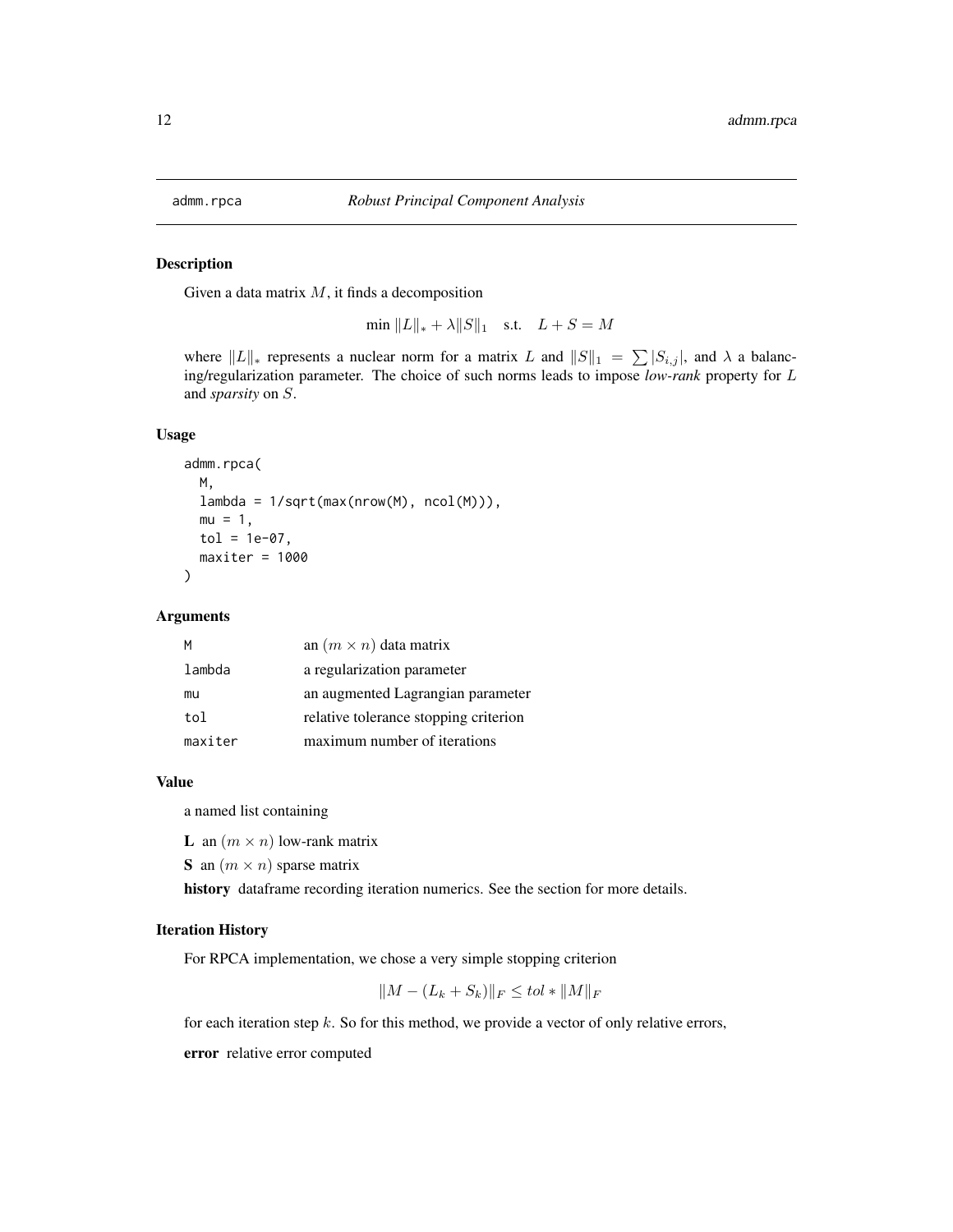## admm.rpca — *Robust Principal Component Analysis*

### Description

Given a data matrix $M$, it finds a decomposition

$$\min \|L\|_* + \lambda \|S\|_1 \quad \text{s.t.} \quad L + S = M$$

where $\|L\|_*$ represents a nuclear norm for a matrix $L$ and $\|S\|_1 = \sum |S_{i,j}|$, and $\lambda$ a balancing/regularization parameter. The choice of such norms leads to impose *low-rank* property for $L$ and *sparsity* on $S$.

### Usage

```
admm.rpca(
  M,
  lambda = 1/sqrt(max(nrow(M), ncol(M))),
  mu = 1,
  tol = 1e-07,
  maxiter = 1000
)
```

### Arguments

| | |
|---|---|
| M | an $(m \times n)$ data matrix |
| lambda | a regularization parameter |
| mu | an augmented Lagrangian parameter |
| tol | relative tolerance stopping criterion |
| maxiter | maximum number of iterations |

### Value

a named list containing

**L** an $(m \times n)$ low-rank matrix

**S** an $(m \times n)$ sparse matrix

**history** dataframe recording iteration numerics. See the section for more details.

### Iteration History

For RPCA implementation, we chose a very simple stopping criterion

$$\|M - (L_k + S_k)\|_F \le tol * \|M\|_F$$

for each iteration step $k$. So for this method, we provide a vector of only relative errors,

**error** relative error computed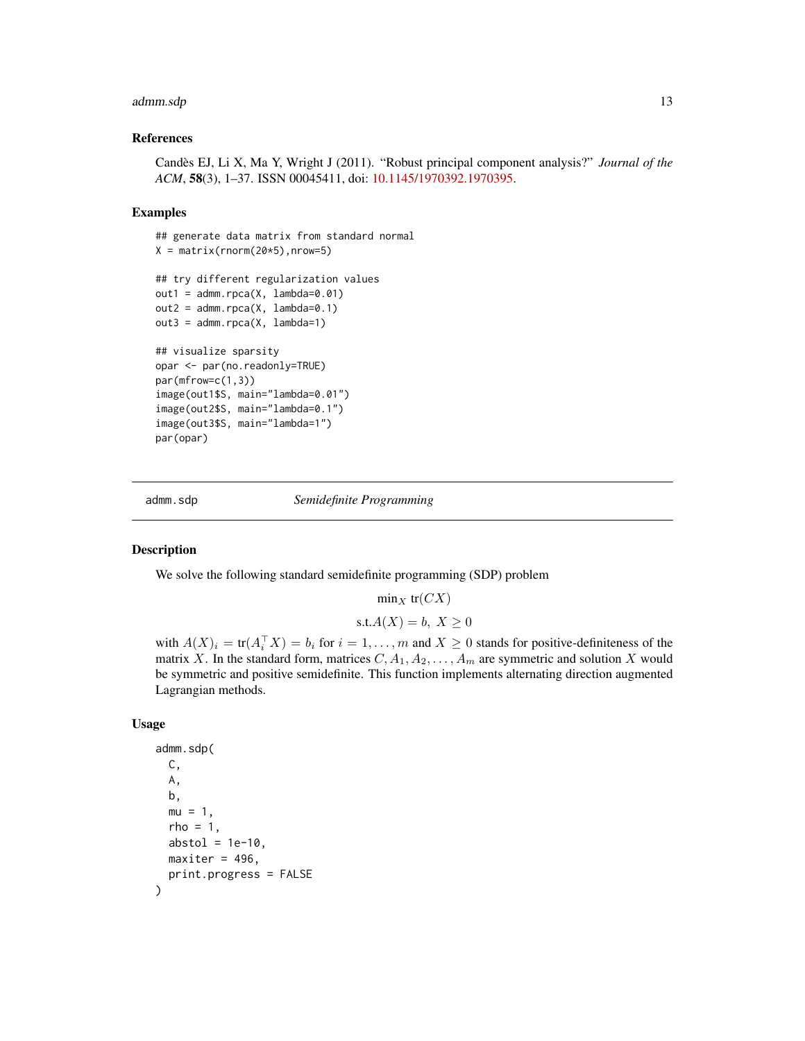### References

Candès EJ, Li X, Ma Y, Wright J (2011). "Robust principal component analysis?" *Journal of the ACM*, **58**(3), 1–37. ISSN 00045411, doi: 10.1145/1970392.1970395.

### Examples

```
## generate data matrix from standard normal
X = matrix(rnorm(20*5),nrow=5)

## try different regularization values
out1 = admm.rpca(X, lambda=0.01)
out2 = admm.rpca(X, lambda=0.1)
out3 = admm.rpca(X, lambda=1)

## visualize sparsity
opar <- par(no.readonly=TRUE)
par(mfrow=c(1,3))
image(out1$S, main="lambda=0.01")
image(out2$S, main="lambda=0.1")
image(out3$S, main="lambda=1")
par(opar)
```

---

## admm.sdp — *Semidefinite Programming*

### Description

We solve the following standard semidefinite programming (SDP) problem

$$\min_X \ \mathrm{tr}(CX)$$

$$\mathrm{s.t.} A(X) = b, \ X \geq 0$$

with $A(X)_i = \mathrm{tr}(A_i^\top X) = b_i$ for $i = 1, \ldots, m$ and $X \geq 0$ stands for positive-definiteness of the matrix $X$. In the standard form, matrices $C, A_1, A_2, \ldots, A_m$ are symmetric and solution $X$ would be symmetric and positive semidefinite. This function implements alternating direction augmented Lagrangian methods.

### Usage

```
admm.sdp(
  C,
  A,
  b,
  mu = 1,
  rho = 1,
  abstol = 1e-10,
  maxiter = 496,
  print.progress = FALSE
)
```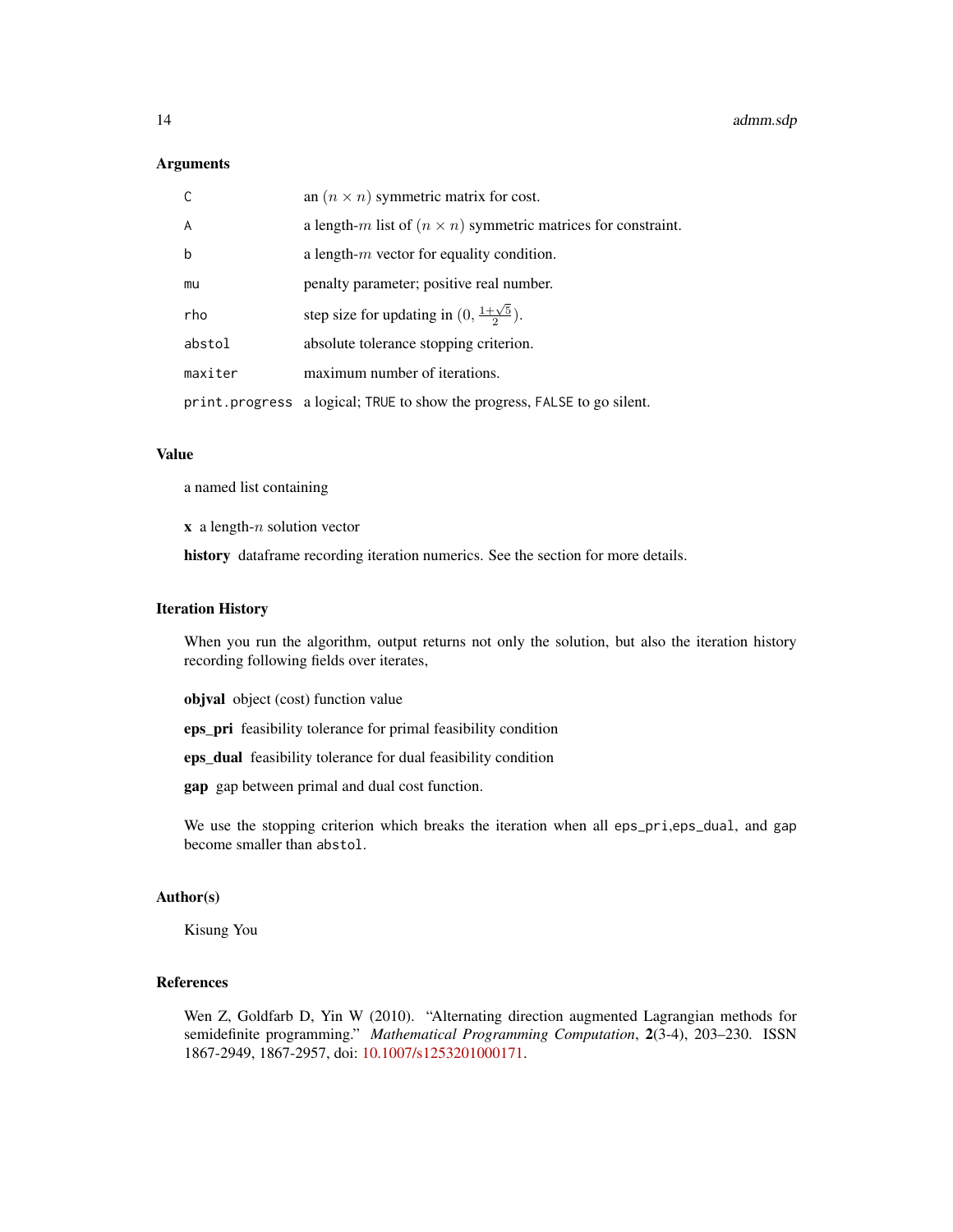### Arguments

| | |
|---|---|
| `C` | an $(n \times n)$ symmetric matrix for cost. |
| `A` | a length-$m$ list of $(n \times n)$ symmetric matrices for constraint. |
| `b` | a length-$m$ vector for equality condition. |
| `mu` | penalty parameter; positive real number. |
| `rho` | step size for updating in $(0, \frac{1+\sqrt{5}}{2})$. |
| `abstol` | absolute tolerance stopping criterion. |
| `maxiter` | maximum number of iterations. |
| `print.progress` | a logical; `TRUE` to show the progress, `FALSE` to go silent. |

### Value

a named list containing

**x** a length-$n$ solution vector

**history** dataframe recording iteration numerics. See the section for more details.

### Iteration History

When you run the algorithm, output returns not only the solution, but also the iteration history recording following fields over iterates,

**objval** object (cost) function value

**eps_pri** feasibility tolerance for primal feasibility condition

**eps_dual** feasibility tolerance for dual feasibility condition

**gap** gap between primal and dual cost function.

We use the stopping criterion which breaks the iteration when all `eps_pri`,`eps_dual`, and `gap` become smaller than `abstol`.

### Author(s)

Kisung You

### References

Wen Z, Goldfarb D, Yin W (2010). "Alternating direction augmented Lagrangian methods for semidefinite programming." *Mathematical Programming Computation*, **2**(3-4), 203–230. ISSN 1867-2949, 1867-2957, doi: 10.1007/s1253201000171.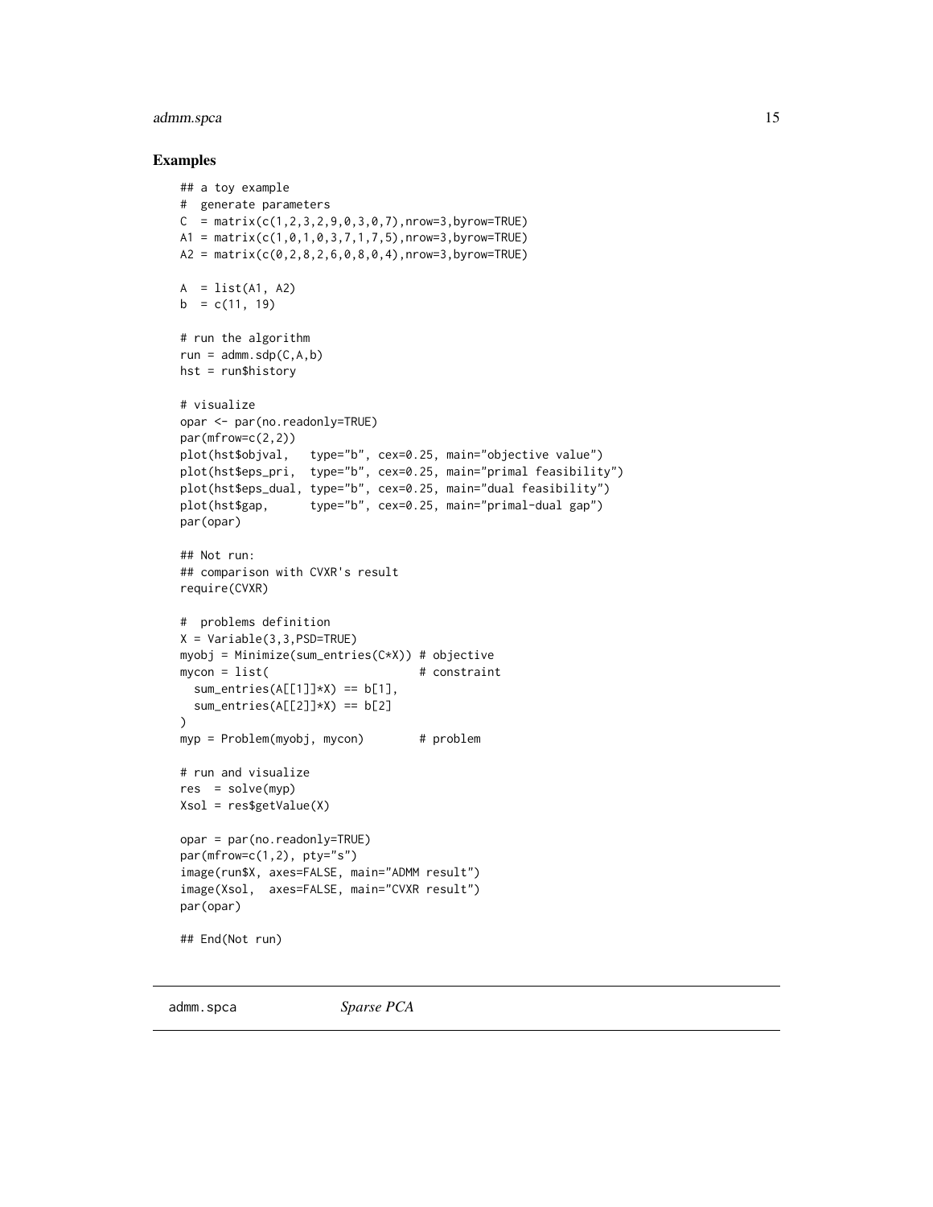## Examples

```
## a toy example
#  generate parameters
C  = matrix(c(1,2,3,2,9,0,3,0,7),nrow=3,byrow=TRUE)
A1 = matrix(c(1,0,1,0,3,7,1,7,5),nrow=3,byrow=TRUE)
A2 = matrix(c(0,2,8,2,6,0,8,0,4),nrow=3,byrow=TRUE)

A  = list(A1, A2)
b  = c(11, 19)

# run the algorithm
run = admm.sdp(C,A,b)
hst = run$history

# visualize
opar <- par(no.readonly=TRUE)
par(mfrow=c(2,2))
plot(hst$objval,   type="b", cex=0.25, main="objective value")
plot(hst$eps_pri,  type="b", cex=0.25, main="primal feasibility")
plot(hst$eps_dual, type="b", cex=0.25, main="dual feasibility")
plot(hst$gap,      type="b", cex=0.25, main="primal-dual gap")
par(opar)

## Not run:
## comparison with CVXR's result
require(CVXR)

#  problems definition
X = Variable(3,3,PSD=TRUE)
myobj = Minimize(sum_entries(C*X)) # objective
mycon = list(                      # constraint
  sum_entries(A[[1]]*X) == b[1],
  sum_entries(A[[2]]*X) == b[2]
)
myp = Problem(myobj, mycon)        # problem

# run and visualize
res  = solve(myp)
Xsol = res$getValue(X)

opar = par(no.readonly=TRUE)
par(mfrow=c(1,2), pty="s")
image(run$X, axes=FALSE, main="ADMM result")
image(Xsol,  axes=FALSE, main="CVXR result")
par(opar)

## End(Not run)
```

---

admm.spca *Sparse PCA*

---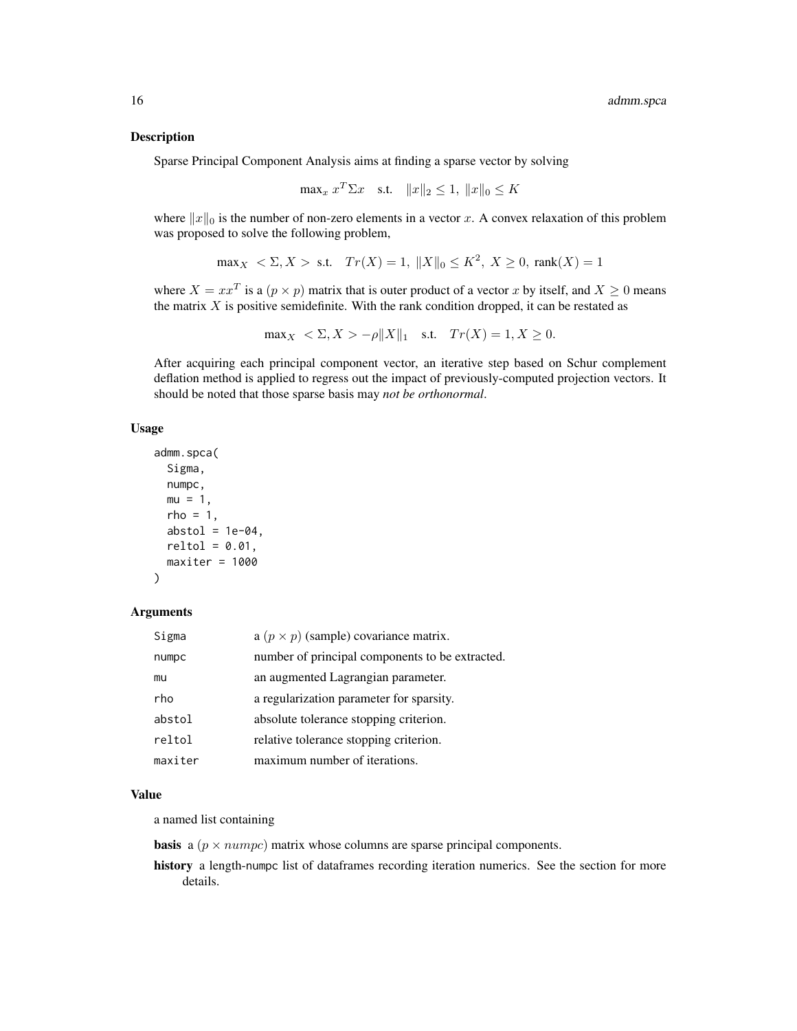## Description

Sparse Principal Component Analysis aims at finding a sparse vector by solving

$$\max_x \; x^T\Sigma x \quad \text{s.t.} \quad \|x\|_2 \le 1,\; \|x\|_0 \le K$$

where $\|x\|_0$ is the number of non-zero elements in a vector $x$. A convex relaxation of this problem was proposed to solve the following problem,

$$\max_X \; <\Sigma, X> \;\text{ s.t.} \quad Tr(X) = 1,\; \|X\|_0 \le K^2,\; X \ge 0,\; \text{rank}(X) = 1$$

where $X = xx^T$ is a $(p \times p)$ matrix that is outer product of a vector $x$ by itself, and $X \ge 0$ means the matrix $X$ is positive semidefinite. With the rank condition dropped, it can be restated as

$$\max_X \; <\Sigma, X> -\rho\|X\|_1 \quad \text{s.t.} \quad Tr(X) = 1, X \ge 0.$$

After acquiring each principal component vector, an iterative step based on Schur complement deflation method is applied to regress out the impact of previously-computed projection vectors. It should be noted that those sparse basis may *not be orthonormal*.

## Usage

```
admm.spca(
  Sigma,
  numpc,
  mu = 1,
  rho = 1,
  abstol = 1e-04,
  reltol = 0.01,
  maxiter = 1000
)
```

## Arguments

| | |
|---|---|
| Sigma | a $(p \times p)$ (sample) covariance matrix. |
| numpc | number of principal components to be extracted. |
| mu | an augmented Lagrangian parameter. |
| rho | a regularization parameter for sparsity. |
| abstol | absolute tolerance stopping criterion. |
| reltol | relative tolerance stopping criterion. |
| maxiter | maximum number of iterations. |

## Value

a named list containing

**basis** a $(p \times numpc)$ matrix whose columns are sparse principal components.

**history** a length-numpc list of dataframes recording iteration numerics. See the section for more details.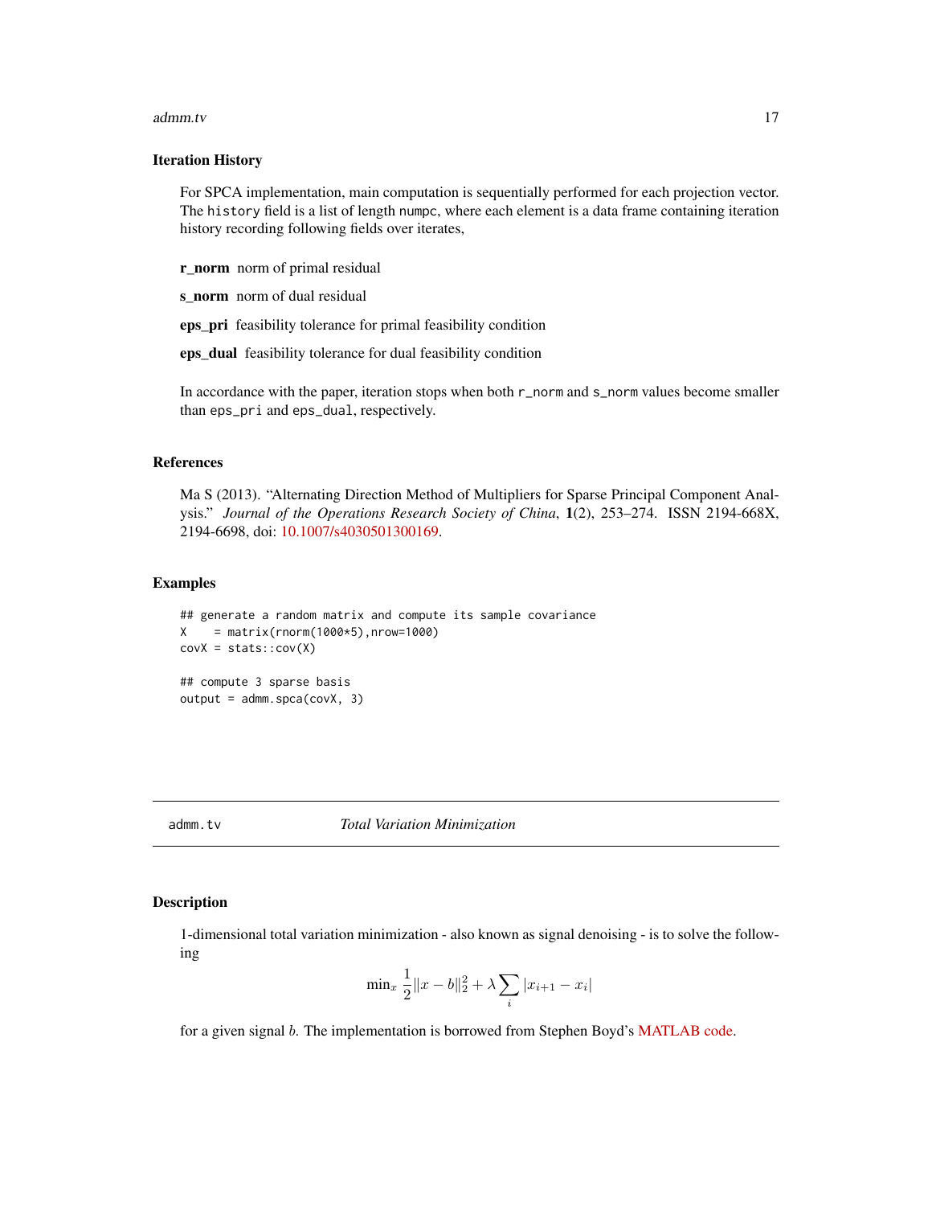### Iteration History

For SPCA implementation, main computation is sequentially performed for each projection vector. The `history` field is a list of length `numpc`, where each element is a data frame containing iteration history recording following fields over iterates,

**r_norm** norm of primal residual

**s_norm** norm of dual residual

**eps_pri** feasibility tolerance for primal feasibility condition

**eps_dual** feasibility tolerance for dual feasibility condition

In accordance with the paper, iteration stops when both `r_norm` and `s_norm` values become smaller than `eps_pri` and `eps_dual`, respectively.

### References

Ma S (2013). "Alternating Direction Method of Multipliers for Sparse Principal Component Analysis." *Journal of the Operations Research Society of China*, **1**(2), 253–274. ISSN 2194-668X, 2194-6698, doi: 10.1007/s4030501300169.

### Examples

```
## generate a random matrix and compute its sample covariance
X    = matrix(rnorm(1000*5),nrow=1000)
covX = stats::cov(X)

## compute 3 sparse basis
output = admm.spca(covX, 3)
```

---

## admm.tv — *Total Variation Minimization*

### Description

1-dimensional total variation minimization - also known as signal denoising - is to solve the following

$$\min_x \frac{1}{2}\|x-b\|_2^2 + \lambda \sum_i |x_{i+1} - x_i|$$

for a given signal $b$. The implementation is borrowed from Stephen Boyd's MATLAB code.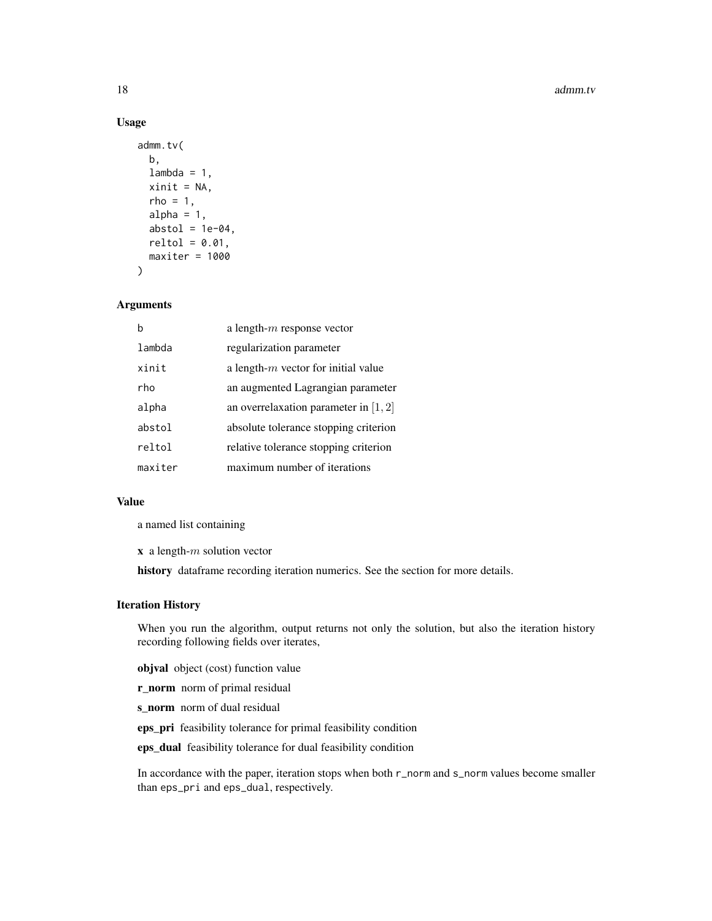### Usage

```
admm.tv(
  b,
  lambda = 1,
  xinit = NA,
  rho = 1,
  alpha = 1,
  abstol = 1e-04,
  reltol = 0.01,
  maxiter = 1000
)
```

### Arguments

| | |
|---|---|
| b | a length-$m$ response vector |
| lambda | regularization parameter |
| xinit | a length-$m$ vector for initial value |
| rho | an augmented Lagrangian parameter |
| alpha | an overrelaxation parameter in $[1, 2]$ |
| abstol | absolute tolerance stopping criterion |
| reltol | relative tolerance stopping criterion |
| maxiter | maximum number of iterations |

### Value

a named list containing

**x** a length-$m$ solution vector

**history** dataframe recording iteration numerics. See the section for more details.

### Iteration History

When you run the algorithm, output returns not only the solution, but also the iteration history recording following fields over iterates,

**objval** object (cost) function value

**r_norm** norm of primal residual

**s_norm** norm of dual residual

**eps_pri** feasibility tolerance for primal feasibility condition

**eps_dual** feasibility tolerance for dual feasibility condition

In accordance with the paper, iteration stops when both `r_norm` and `s_norm` values become smaller than `eps_pri` and `eps_dual`, respectively.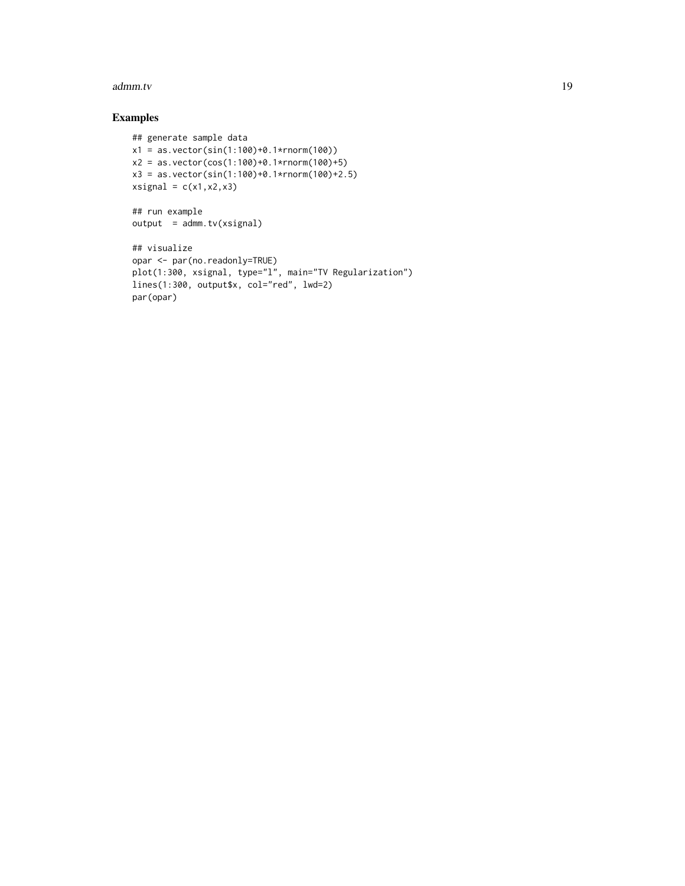## Examples

```
## generate sample data
x1 = as.vector(sin(1:100)+0.1*rnorm(100))
x2 = as.vector(cos(1:100)+0.1*rnorm(100)+5)
x3 = as.vector(sin(1:100)+0.1*rnorm(100)+2.5)
xsignal = c(x1,x2,x3)

## run example
output  = admm.tv(xsignal)

## visualize
opar <- par(no.readonly=TRUE)
plot(1:300, xsignal, type="l", main="TV Regularization")
lines(1:300, output$x, col="red", lwd=2)
par(opar)
```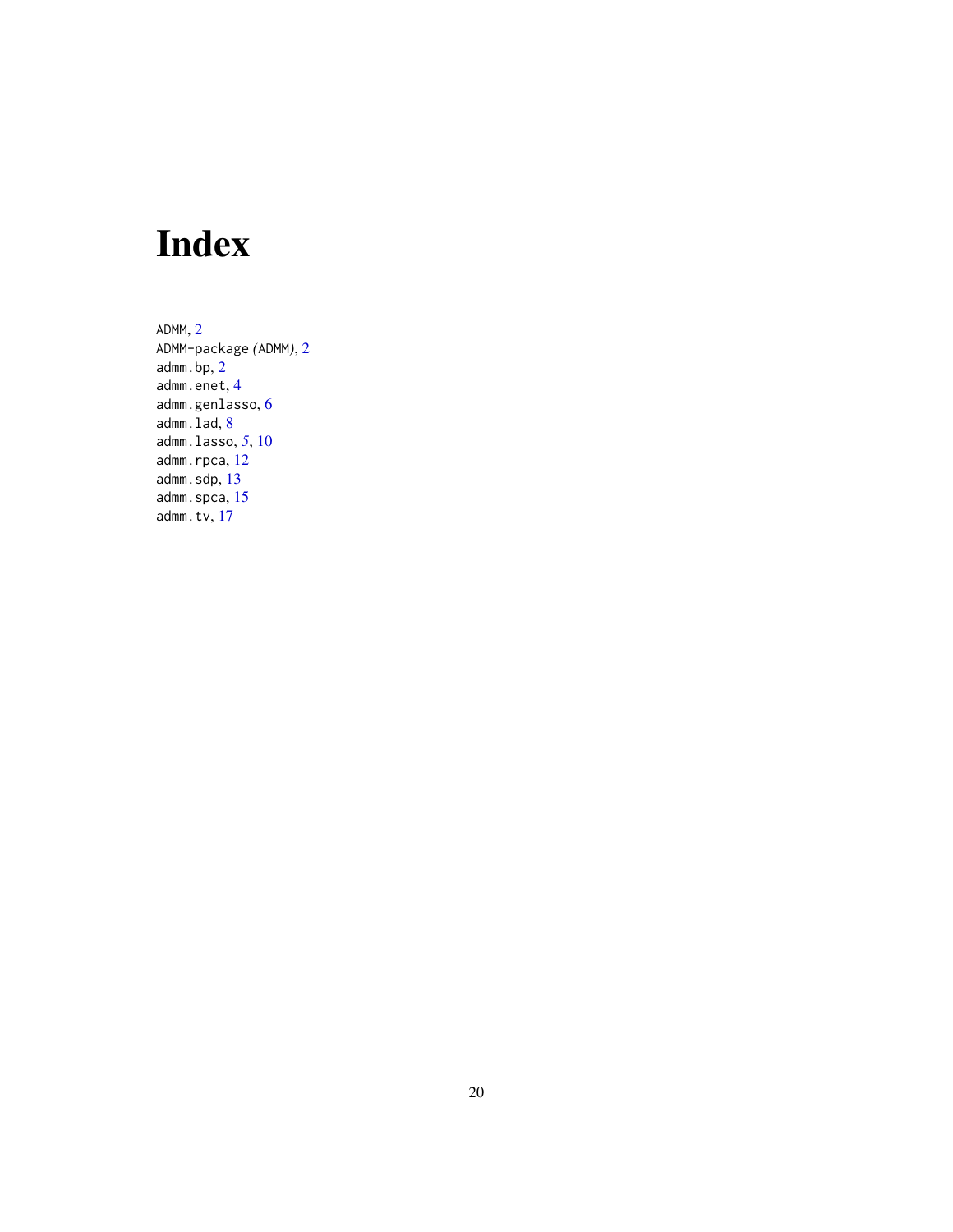# Index

ADMM, 2
ADMM-package (ADMM), 2
admm.bp, 2
admm.enet, 4
admm.genlasso, 6
admm.lad, 8
admm.lasso, *5*, 10
admm.rpca, 12
admm.sdp, 13
admm.spca, 15
admm.tv, 17